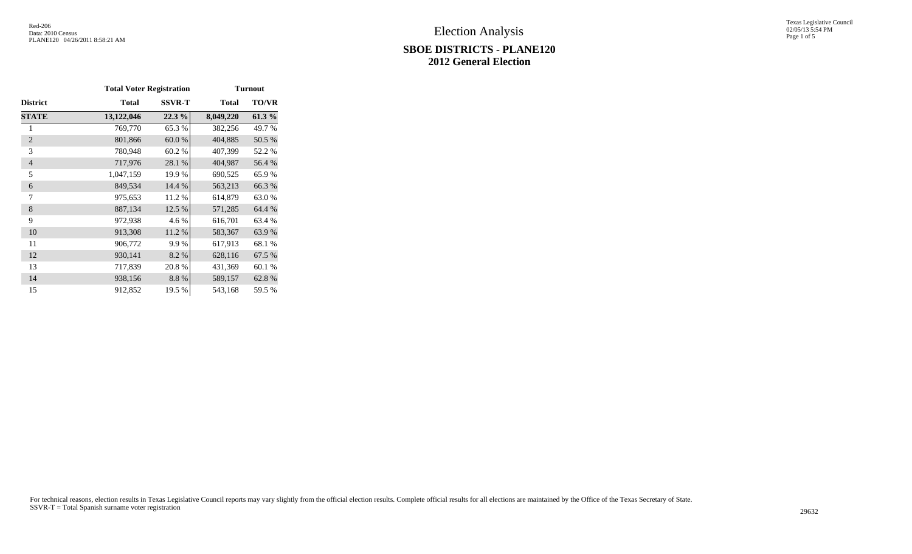Red-206
Data: 2010 Census
PLANE120 04/26/2011 8:58:21 AM

# Election Analysis

## SBOE DISTRICTS - PLANE120
## 2012 General Election

| | Total Voter Registration | | Turnout | |
|---|---|---|---|---|
| **District** | **Total** | **SSVR-T** | **Total** | **TO/VR** |
| **STATE** | **13,122,046** | **22.3 %** | **8,049,220** | **61.3 %** |
| 1 | 769,770 | 65.3 % | 382,256 | 49.7 % |
| 2 | 801,866 | 60.0 % | 404,885 | 50.5 % |
| 3 | 780,948 | 60.2 % | 407,399 | 52.2 % |
| 4 | 717,976 | 28.1 % | 404,987 | 56.4 % |
| 5 | 1,047,159 | 19.9 % | 690,525 | 65.9 % |
| 6 | 849,534 | 14.4 % | 563,213 | 66.3 % |
| 7 | 975,653 | 11.2 % | 614,879 | 63.0 % |
| 8 | 887,134 | 12.5 % | 571,285 | 64.4 % |
| 9 | 972,938 | 4.6 % | 616,701 | 63.4 % |
| 10 | 913,308 | 11.2 % | 583,367 | 63.9 % |
| 11 | 906,772 | 9.9 % | 617,913 | 68.1 % |
| 12 | 930,141 | 8.2 % | 628,116 | 67.5 % |
| 13 | 717,839 | 20.8 % | 431,369 | 60.1 % |
| 14 | 938,156 | 8.8 % | 589,157 | 62.8 % |
| 15 | 912,852 | 19.5 % | 543,168 | 59.5 % |

For technical reasons, election results in Texas Legislative Council reports may vary slightly from the official election results. Complete official results for all elections are maintained by the Office of the Texas Secretary of State.
SSVR-T = Total Spanish surname voter registration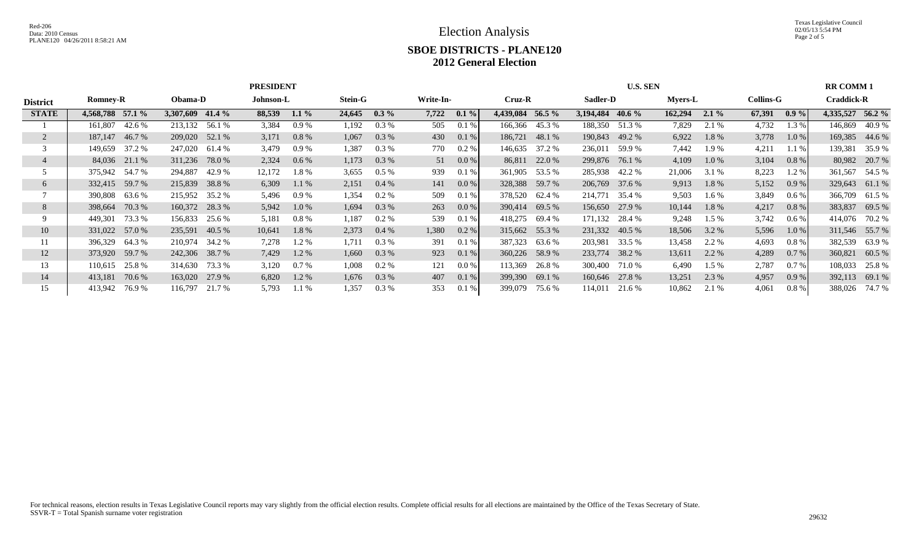# Election Analysis

## SBOE DISTRICTS - PLANE120

## 2012 General Election

| District | PRESIDENT Romney-R | | Obama-D | | Johnson-L | | Stein-G | | Write-In- | | U.S. SEN Cruz-R | | Sadler-D | | Myers-L | | Collins-G | | RR COMM 1 Craddick-R | |
|---|---|---|---|---|---|---|---|---|---|---|---|---|---|---|---|---|---|---|---|---|
| **STATE** | **4,568,788** | **57.1 %** | **3,307,609** | **41.4 %** | **88,539** | **1.1 %** | **24,645** | **0.3 %** | **7,722** | **0.1 %** | **4,439,084** | **56.5 %** | **3,194,484** | **40.6 %** | **162,294** | **2.1 %** | **67,391** | **0.9 %** | **4,335,527** | **56.2 %** |
| 1 | 161,807 | 42.6 % | 213,132 | 56.1 % | 3,384 | 0.9 % | 1,192 | 0.3 % | 505 | 0.1 % | 166,366 | 45.3 % | 188,350 | 51.3 % | 7,829 | 2.1 % | 4,732 | 1.3 % | 146,869 | 40.9 % |
| 2 | 187,147 | 46.7 % | 209,020 | 52.1 % | 3,171 | 0.8 % | 1,067 | 0.3 % | 430 | 0.1 % | 186,721 | 48.1 % | 190,843 | 49.2 % | 6,922 | 1.8 % | 3,778 | 1.0 % | 169,385 | 44.6 % |
| 3 | 149,659 | 37.2 % | 247,020 | 61.4 % | 3,479 | 0.9 % | 1,387 | 0.3 % | 770 | 0.2 % | 146,635 | 37.2 % | 236,011 | 59.9 % | 7,442 | 1.9 % | 4,211 | 1.1 % | 139,381 | 35.9 % |
| 4 | 84,036 | 21.1 % | 311,236 | 78.0 % | 2,324 | 0.6 % | 1,173 | 0.3 % | 51 | 0.0 % | 86,811 | 22.0 % | 299,876 | 76.1 % | 4,109 | 1.0 % | 3,104 | 0.8 % | 80,982 | 20.7 % |
| 5 | 375,942 | 54.7 % | 294,887 | 42.9 % | 12,172 | 1.8 % | 3,655 | 0.5 % | 939 | 0.1 % | 361,905 | 53.5 % | 285,938 | 42.2 % | 21,006 | 3.1 % | 8,223 | 1.2 % | 361,567 | 54.5 % |
| 6 | 332,415 | 59.7 % | 215,839 | 38.8 % | 6,309 | 1.1 % | 2,151 | 0.4 % | 141 | 0.0 % | 328,388 | 59.7 % | 206,769 | 37.6 % | 9,913 | 1.8 % | 5,152 | 0.9 % | 329,643 | 61.1 % |
| 7 | 390,808 | 63.6 % | 215,952 | 35.2 % | 5,496 | 0.9 % | 1,354 | 0.2 % | 509 | 0.1 % | 378,520 | 62.4 % | 214,771 | 35.4 % | 9,503 | 1.6 % | 3,849 | 0.6 % | 366,709 | 61.5 % |
| 8 | 398,664 | 70.3 % | 160,372 | 28.3 % | 5,942 | 1.0 % | 1,694 | 0.3 % | 263 | 0.0 % | 390,414 | 69.5 % | 156,650 | 27.9 % | 10,144 | 1.8 % | 4,217 | 0.8 % | 383,837 | 69.5 % |
| 9 | 449,301 | 73.3 % | 156,833 | 25.6 % | 5,181 | 0.8 % | 1,187 | 0.2 % | 539 | 0.1 % | 418,275 | 69.4 % | 171,132 | 28.4 % | 9,248 | 1.5 % | 3,742 | 0.6 % | 414,076 | 70.2 % |
| 10 | 331,022 | 57.0 % | 235,591 | 40.5 % | 10,641 | 1.8 % | 2,373 | 0.4 % | 1,380 | 0.2 % | 315,662 | 55.3 % | 231,332 | 40.5 % | 18,506 | 3.2 % | 5,596 | 1.0 % | 311,546 | 55.7 % |
| 11 | 396,329 | 64.3 % | 210,974 | 34.2 % | 7,278 | 1.2 % | 1,711 | 0.3 % | 391 | 0.1 % | 387,323 | 63.6 % | 203,981 | 33.5 % | 13,458 | 2.2 % | 4,693 | 0.8 % | 382,539 | 63.9 % |
| 12 | 373,920 | 59.7 % | 242,306 | 38.7 % | 7,429 | 1.2 % | 1,660 | 0.3 % | 923 | 0.1 % | 360,226 | 58.9 % | 233,774 | 38.2 % | 13,611 | 2.2 % | 4,289 | 0.7 % | 360,821 | 60.5 % |
| 13 | 110,615 | 25.8 % | 314,630 | 73.3 % | 3,120 | 0.7 % | 1,008 | 0.2 % | 121 | 0.0 % | 113,369 | 26.8 % | 300,400 | 71.0 % | 6,490 | 1.5 % | 2,787 | 0.7 % | 108,033 | 25.8 % |
| 14 | 413,181 | 70.6 % | 163,020 | 27.9 % | 6,820 | 1.2 % | 1,676 | 0.3 % | 407 | 0.1 % | 399,390 | 69.1 % | 160,646 | 27.8 % | 13,251 | 2.3 % | 4,957 | 0.9 % | 392,113 | 69.1 % |
| 15 | 413,942 | 76.9 % | 116,797 | 21.7 % | 5,793 | 1.1 % | 1,357 | 0.3 % | 353 | 0.1 % | 399,079 | 75.6 % | 114,011 | 21.6 % | 10,862 | 2.1 % | 4,061 | 0.8 % | 388,026 | 74.7 % |

For technical reasons, election results in Texas Legislative Council reports may vary slightly from the official election results. Complete official results for all elections are maintained by the Office of the Texas Secretary of State.
SSVR-T = Total Spanish surname voter registration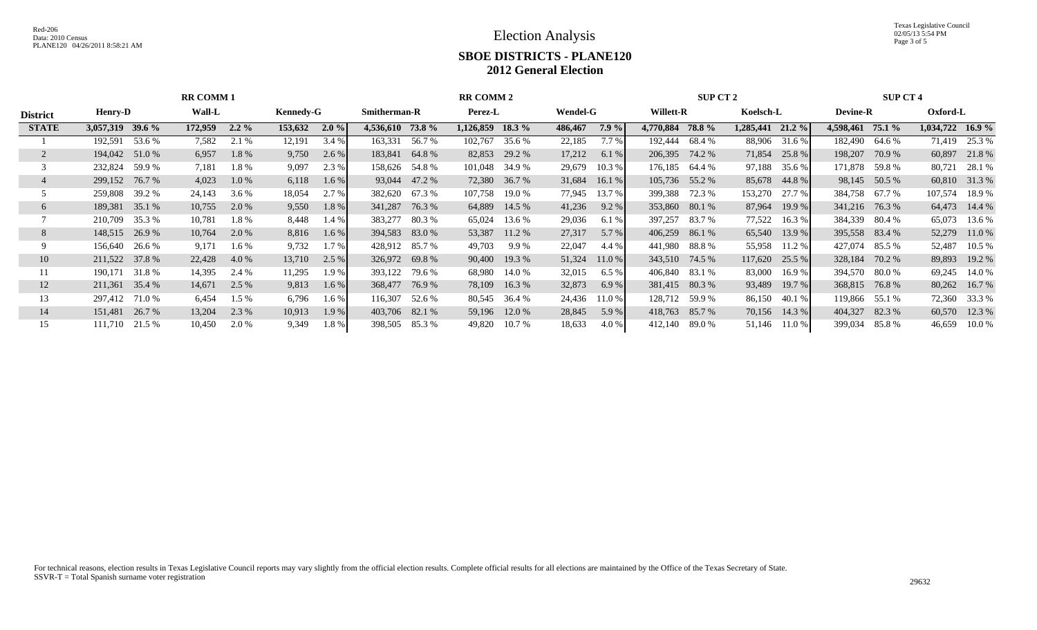Red-206
Data: 2010 Census
PLANE120 04/26/2011 8:58:21 AM

# Election Analysis

## SBOE DISTRICTS - PLANE120
## 2012 General Election

| | RR COMM 1 | | | | | | RR COMM 2 | | | | | | SUP CT 2 | | | | SUP CT 4 | | | |
|---|---|---|---|---|---|---|---|---|---|---|---|---|---|---|---|---|---|---|---|---|
| **District** | **Henry-D** | | **Wall-L** | | **Kennedy-G** | | **Smitherman-R** | | **Perez-L** | | **Wendel-G** | | **Willett-R** | | **Koelsch-L** | | **Devine-R** | | **Oxford-L** | |
| **STATE** | **3,057,319** | **39.6 %** | **172,959** | **2.2 %** | **153,632** | **2.0 %** | **4,536,610** | **73.8 %** | **1,126,859** | **18.3 %** | **486,467** | **7.9 %** | **4,770,884** | **78.8 %** | **1,285,441** | **21.2 %** | **4,598,461** | **75.1 %** | **1,034,722** | **16.9 %** |
| 1 | 192,591 | 53.6 % | 7,582 | 2.1 % | 12,191 | 3.4 % | 163,331 | 56.7 % | 102,767 | 35.6 % | 22,185 | 7.7 % | 192,444 | 68.4 % | 88,906 | 31.6 % | 182,490 | 64.6 % | 71,419 | 25.3 % |
| 2 | 194,042 | 51.0 % | 6,957 | 1.8 % | 9,750 | 2.6 % | 183,841 | 64.8 % | 82,853 | 29.2 % | 17,212 | 6.1 % | 206,395 | 74.2 % | 71,854 | 25.8 % | 198,207 | 70.9 % | 60,897 | 21.8 % |
| 3 | 232,824 | 59.9 % | 7,181 | 1.8 % | 9,097 | 2.3 % | 158,626 | 54.8 % | 101,048 | 34.9 % | 29,679 | 10.3 % | 176,185 | 64.4 % | 97,188 | 35.6 % | 171,878 | 59.8 % | 80,721 | 28.1 % |
| 4 | 299,152 | 76.7 % | 4,023 | 1.0 % | 6,118 | 1.6 % | 93,044 | 47.2 % | 72,380 | 36.7 % | 31,684 | 16.1 % | 105,736 | 55.2 % | 85,678 | 44.8 % | 98,145 | 50.5 % | 60,810 | 31.3 % |
| 5 | 259,808 | 39.2 % | 24,143 | 3.6 % | 18,054 | 2.7 % | 382,620 | 67.3 % | 107,758 | 19.0 % | 77,945 | 13.7 % | 399,388 | 72.3 % | 153,270 | 27.7 % | 384,758 | 67.7 % | 107,574 | 18.9 % |
| 6 | 189,381 | 35.1 % | 10,755 | 2.0 % | 9,550 | 1.8 % | 341,287 | 76.3 % | 64,889 | 14.5 % | 41,236 | 9.2 % | 353,860 | 80.1 % | 87,964 | 19.9 % | 341,216 | 76.3 % | 64,473 | 14.4 % |
| 7 | 210,709 | 35.3 % | 10,781 | 1.8 % | 8,448 | 1.4 % | 383,277 | 80.3 % | 65,024 | 13.6 % | 29,036 | 6.1 % | 397,257 | 83.7 % | 77,522 | 16.3 % | 384,339 | 80.4 % | 65,073 | 13.6 % |
| 8 | 148,515 | 26.9 % | 10,764 | 2.0 % | 8,816 | 1.6 % | 394,583 | 83.0 % | 53,387 | 11.2 % | 27,317 | 5.7 % | 406,259 | 86.1 % | 65,540 | 13.9 % | 395,558 | 83.4 % | 52,279 | 11.0 % |
| 9 | 156,640 | 26.6 % | 9,171 | 1.6 % | 9,732 | 1.7 % | 428,912 | 85.7 % | 49,703 | 9.9 % | 22,047 | 4.4 % | 441,980 | 88.8 % | 55,958 | 11.2 % | 427,074 | 85.5 % | 52,487 | 10.5 % |
| 10 | 211,522 | 37.8 % | 22,428 | 4.0 % | 13,710 | 2.5 % | 326,972 | 69.8 % | 90,400 | 19.3 % | 51,324 | 11.0 % | 343,510 | 74.5 % | 117,620 | 25.5 % | 328,184 | 70.2 % | 89,893 | 19.2 % |
| 11 | 190,171 | 31.8 % | 14,395 | 2.4 % | 11,295 | 1.9 % | 393,122 | 79.6 % | 68,980 | 14.0 % | 32,015 | 6.5 % | 406,840 | 83.1 % | 83,000 | 16.9 % | 394,570 | 80.0 % | 69,245 | 14.0 % |
| 12 | 211,361 | 35.4 % | 14,671 | 2.5 % | 9,813 | 1.6 % | 368,477 | 76.9 % | 78,109 | 16.3 % | 32,873 | 6.9 % | 381,415 | 80.3 % | 93,489 | 19.7 % | 368,815 | 76.8 % | 80,262 | 16.7 % |
| 13 | 297,412 | 71.0 % | 6,454 | 1.5 % | 6,796 | 1.6 % | 116,307 | 52.6 % | 80,545 | 36.4 % | 24,436 | 11.0 % | 128,712 | 59.9 % | 86,150 | 40.1 % | 119,866 | 55.1 % | 72,360 | 33.3 % |
| 14 | 151,481 | 26.7 % | 13,204 | 2.3 % | 10,913 | 1.9 % | 403,706 | 82.1 % | 59,196 | 12.0 % | 28,845 | 5.9 % | 418,763 | 85.7 % | 70,146 | 14.3 % | 404,327 | 82.3 % | 60,570 | 12.3 % |
| 15 | 111,710 | 21.5 % | 10,450 | 2.0 % | 9,349 | 1.8 % | 398,505 | 85.3 % | 49,820 | 10.7 % | 18,633 | 4.0 % | 412,140 | 89.0 % | 51,146 | 11.0 % | 399,034 | 85.8 % | 46,659 | 10.0 % |

For technical reasons, election results in Texas Legislative Council reports may vary slightly from the official election results. Complete official results for all elections are maintained by the Office of the Texas Secretary of State.
SSVR-T = Total Spanish surname voter registration

29632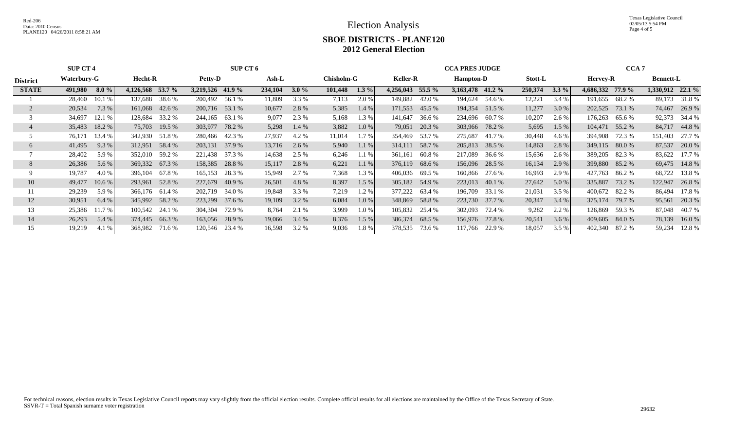# Election Analysis

## SBOE DISTRICTS - PLANE120

## 2012 General Election

| District | SUP CT 4 | | SUP CT 6 | | | | | | | | CCA PRES JUDGE | | | | | | CCA 7 | | | |
|---|---|---|---|---|---|---|---|---|---|---|---|---|---|---|---|---|---|---|---|---|
| | Waterbury-G | | Hecht-R | | Petty-D | | Ash-L | | Chisholm-G | | Keller-R | | Hampton-D | | Stott-L | | Hervey-R | | Bennett-L | |
| **STATE** | **491,980** | **8.0 %** | **4,126,568** | **53.7 %** | **3,219,526** | **41.9 %** | **234,104** | **3.0 %** | **101,448** | **1.3 %** | **4,256,043** | **55.5 %** | **3,163,478** | **41.2 %** | **250,374** | **3.3 %** | **4,686,332** | **77.9 %** | **1,330,912** | **22.1 %** |
| 1 | 28,460 | 10.1 % | 137,688 | 38.6 % | 200,492 | 56.1 % | 11,809 | 3.3 % | 7,113 | 2.0 % | 149,882 | 42.0 % | 194,624 | 54.6 % | 12,221 | 3.4 % | 191,655 | 68.2 % | 89,173 | 31.8 % |
| 2 | 20,534 | 7.3 % | 161,068 | 42.6 % | 200,716 | 53.1 % | 10,677 | 2.8 % | 5,385 | 1.4 % | 171,553 | 45.5 % | 194,354 | 51.5 % | 11,277 | 3.0 % | 202,525 | 73.1 % | 74,467 | 26.9 % |
| 3 | 34,697 | 12.1 % | 128,684 | 33.2 % | 244,165 | 63.1 % | 9,077 | 2.3 % | 5,168 | 1.3 % | 141,647 | 36.6 % | 234,696 | 60.7 % | 10,207 | 2.6 % | 176,263 | 65.6 % | 92,373 | 34.4 % |
| 4 | 35,483 | 18.2 % | 75,703 | 19.5 % | 303,977 | 78.2 % | 5,298 | 1.4 % | 3,882 | 1.0 % | 79,051 | 20.3 % | 303,966 | 78.2 % | 5,695 | 1.5 % | 104,471 | 55.2 % | 84,717 | 44.8 % |
| 5 | 76,171 | 13.4 % | 342,930 | 51.8 % | 280,466 | 42.3 % | 27,937 | 4.2 % | 11,014 | 1.7 % | 354,469 | 53.7 % | 275,687 | 41.7 % | 30,448 | 4.6 % | 394,908 | 72.3 % | 151,403 | 27.7 % |
| 6 | 41,495 | 9.3 % | 312,951 | 58.4 % | 203,131 | 37.9 % | 13,716 | 2.6 % | 5,940 | 1.1 % | 314,111 | 58.7 % | 205,813 | 38.5 % | 14,863 | 2.8 % | 349,115 | 80.0 % | 87,537 | 20.0 % |
| 7 | 28,402 | 5.9 % | 352,010 | 59.2 % | 221,438 | 37.3 % | 14,638 | 2.5 % | 6,246 | 1.1 % | 361,161 | 60.8 % | 217,089 | 36.6 % | 15,636 | 2.6 % | 389,205 | 82.3 % | 83,622 | 17.7 % |
| 8 | 26,386 | 5.6 % | 369,332 | 67.3 % | 158,385 | 28.8 % | 15,117 | 2.8 % | 6,221 | 1.1 % | 376,119 | 68.6 % | 156,096 | 28.5 % | 16,134 | 2.9 % | 399,880 | 85.2 % | 69,475 | 14.8 % |
| 9 | 19,787 | 4.0 % | 396,104 | 67.8 % | 165,153 | 28.3 % | 15,949 | 2.7 % | 7,368 | 1.3 % | 406,036 | 69.5 % | 160,866 | 27.6 % | 16,993 | 2.9 % | 427,763 | 86.2 % | 68,722 | 13.8 % |
| 10 | 49,477 | 10.6 % | 293,961 | 52.8 % | 227,679 | 40.9 % | 26,501 | 4.8 % | 8,397 | 1.5 % | 305,182 | 54.9 % | 223,013 | 40.1 % | 27,642 | 5.0 % | 335,887 | 73.2 % | 122,947 | 26.8 % |
| 11 | 29,239 | 5.9 % | 366,176 | 61.4 % | 202,719 | 34.0 % | 19,848 | 3.3 % | 7,219 | 1.2 % | 377,222 | 63.4 % | 196,709 | 33.1 % | 21,031 | 3.5 % | 400,672 | 82.2 % | 86,494 | 17.8 % |
| 12 | 30,951 | 6.4 % | 345,992 | 58.2 % | 223,299 | 37.6 % | 19,109 | 3.2 % | 6,084 | 1.0 % | 348,869 | 58.8 % | 223,730 | 37.7 % | 20,347 | 3.4 % | 375,174 | 79.7 % | 95,561 | 20.3 % |
| 13 | 25,386 | 11.7 % | 100,542 | 24.1 % | 304,304 | 72.9 % | 8,764 | 2.1 % | 3,999 | 1.0 % | 105,832 | 25.4 % | 302,093 | 72.4 % | 9,282 | 2.2 % | 126,869 | 59.3 % | 87,048 | 40.7 % |
| 14 | 26,293 | 5.4 % | 374,445 | 66.3 % | 163,056 | 28.9 % | 19,066 | 3.4 % | 8,376 | 1.5 % | 386,374 | 68.5 % | 156,976 | 27.8 % | 20,541 | 3.6 % | 409,605 | 84.0 % | 78,139 | 16.0 % |
| 15 | 19,219 | 4.1 % | 368,982 | 71.6 % | 120,546 | 23.4 % | 16,598 | 3.2 % | 9,036 | 1.8 % | 378,535 | 73.6 % | 117,766 | 22.9 % | 18,057 | 3.5 % | 402,340 | 87.2 % | 59,234 | 12.8 % |

For technical reasons, election results in Texas Legislative Council reports may vary slightly from the official election results. Complete official results for all elections are maintained by the Office of the Texas Secretary of State.
SSVR-T = Total Spanish surname voter registration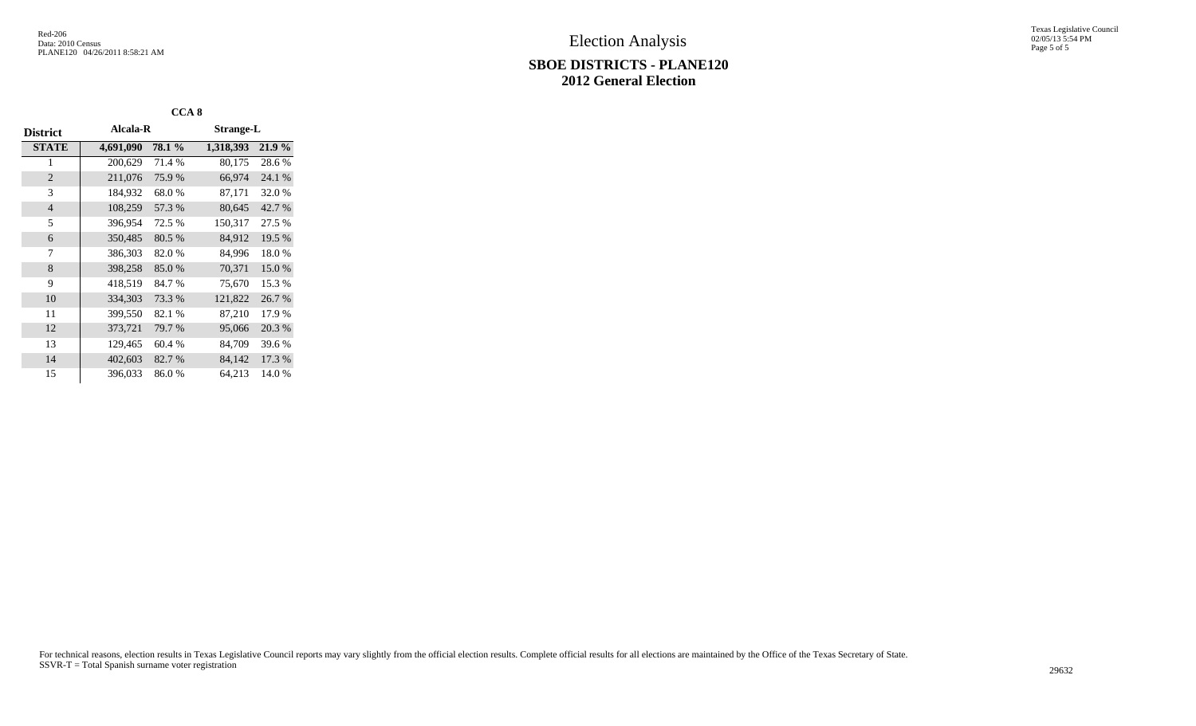# Election Analysis

## SBOE DISTRICTS - PLANE120
## 2012 General Election

| | CCA 8 | | | |
|---|---|---|---|---|
| **District** | **Alcala-R** | | **Strange-L** | |
| **STATE** | **4,691,090** | **78.1 %** | **1,318,393** | **21.9 %** |
| 1 | 200,629 | 71.4 % | 80,175 | 28.6 % |
| 2 | 211,076 | 75.9 % | 66,974 | 24.1 % |
| 3 | 184,932 | 68.0 % | 87,171 | 32.0 % |
| 4 | 108,259 | 57.3 % | 80,645 | 42.7 % |
| 5 | 396,954 | 72.5 % | 150,317 | 27.5 % |
| 6 | 350,485 | 80.5 % | 84,912 | 19.5 % |
| 7 | 386,303 | 82.0 % | 84,996 | 18.0 % |
| 8 | 398,258 | 85.0 % | 70,371 | 15.0 % |
| 9 | 418,519 | 84.7 % | 75,670 | 15.3 % |
| 10 | 334,303 | 73.3 % | 121,822 | 26.7 % |
| 11 | 399,550 | 82.1 % | 87,210 | 17.9 % |
| 12 | 373,721 | 79.7 % | 95,066 | 20.3 % |
| 13 | 129,465 | 60.4 % | 84,709 | 39.6 % |
| 14 | 402,603 | 82.7 % | 84,142 | 17.3 % |
| 15 | 396,033 | 86.0 % | 64,213 | 14.0 % |

For technical reasons, election results in Texas Legislative Council reports may vary slightly from the official election results. Complete official results for all elections are maintained by the Office of the Texas Secretary of State.
SSVR-T = Total Spanish surname voter registration